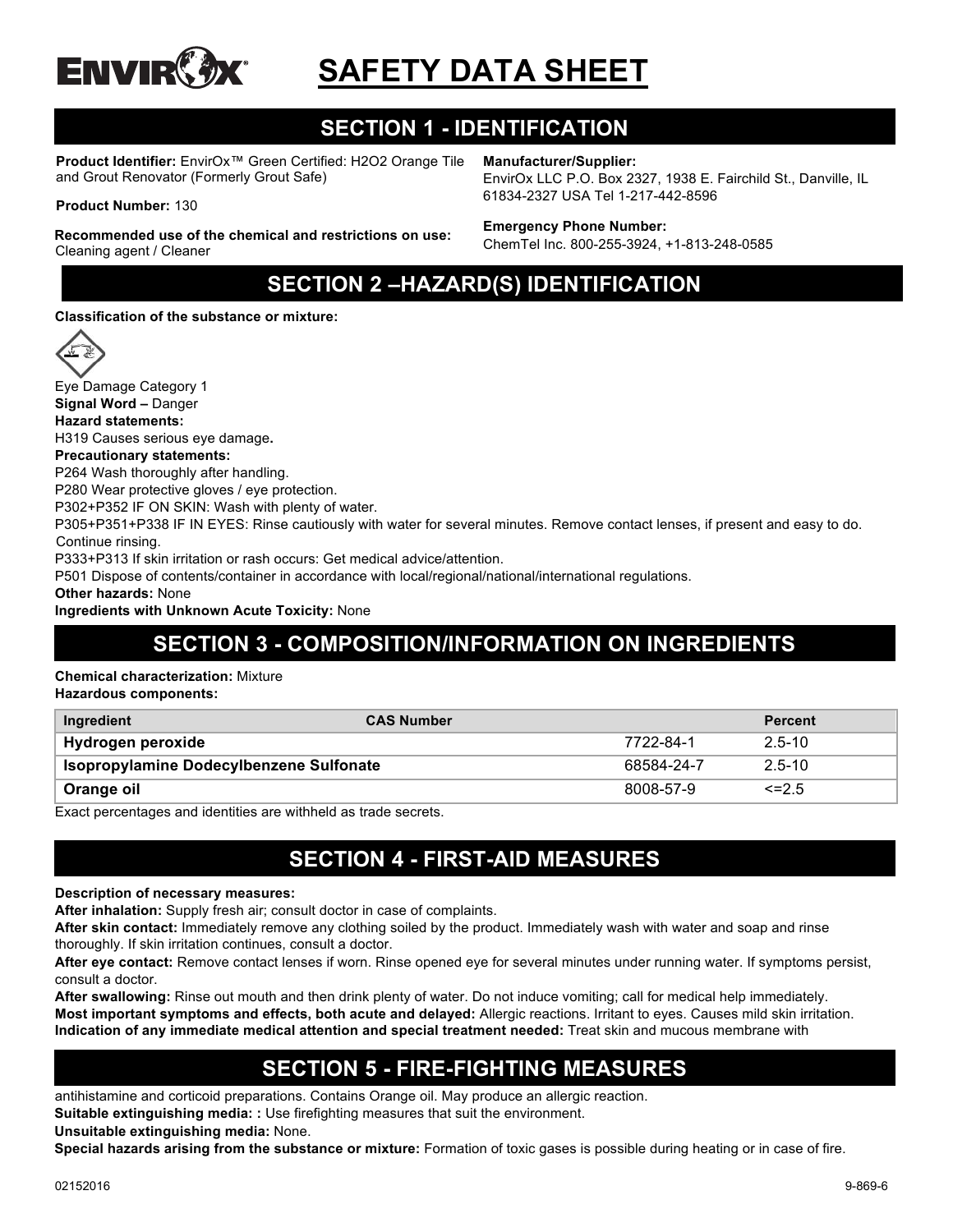# SAFETY DATA SHEET

## SECTION 1 - IDENTIFICATION

**Product Identifier:** EnvirOx™ Green Certified: H2O2 Orange Tile and Grout Renovator (Formerly Grout Safe)

**Product Number:** 130

**Recommended use of the chemical and restrictions on use:** Cleaning agent / Cleaner

**Manufacturer/Supplier:**
EnvirOx LLC P.O. Box 2327, 1938 E. Fairchild St., Danville, IL 61834-2327 USA Tel 1-217-442-8596

**Emergency Phone Number:**
ChemTel Inc. 800-255-3924, +1-813-248-0585

## SECTION 2 –HAZARD(S) IDENTIFICATION

**Classification of the substance or mixture:**

Eye Damage Category 1
**Signal Word –** Danger
**Hazard statements:**
H319 Causes serious eye damage**.**
**Precautionary statements:**
P264 Wash thoroughly after handling.
P280 Wear protective gloves / eye protection.
P302+P352 IF ON SKIN: Wash with plenty of water.
P305+P351+P338 IF IN EYES: Rinse cautiously with water for several minutes. Remove contact lenses, if present and easy to do. Continue rinsing.
P333+P313 If skin irritation or rash occurs: Get medical advice/attention.
P501 Dispose of contents/container in accordance with local/regional/national/international regulations.
**Other hazards:** None
**Ingredients with Unknown Acute Toxicity:** None

## SECTION 3 - COMPOSITION/INFORMATION ON INGREDIENTS

**Chemical characterization:** Mixture
**Hazardous components:**

| Ingredient | CAS Number | Percent |
|---|---|---|
| **Hydrogen peroxide** | 7722-84-1 | 2.5-10 |
| **Isopropylamine Dodecylbenzene Sulfonate** | 68584-24-7 | 2.5-10 |
| **Orange oil** | 8008-57-9 | <=2.5 |

Exact percentages and identities are withheld as trade secrets.

## SECTION 4 - FIRST-AID MEASURES

**Description of necessary measures:**
**After inhalation:** Supply fresh air; consult doctor in case of complaints.
**After skin contact:** Immediately remove any clothing soiled by the product. Immediately wash with water and soap and rinse thoroughly. If skin irritation continues, consult a doctor.
**After eye contact:** Remove contact lenses if worn. Rinse opened eye for several minutes under running water. If symptoms persist, consult a doctor.
**After swallowing:** Rinse out mouth and then drink plenty of water. Do not induce vomiting; call for medical help immediately.
**Most important symptoms and effects, both acute and delayed:** Allergic reactions. Irritant to eyes. Causes mild skin irritation.
**Indication of any immediate medical attention and special treatment needed:** Treat skin and mucous membrane with antihistamine and corticoid preparations. Contains Orange oil. May produce an allergic reaction.

## SECTION 5 - FIRE-FIGHTING MEASURES

**Suitable extinguishing media: :** Use firefighting measures that suit the environment.
**Unsuitable extinguishing media:** None.
**Special hazards arising from the substance or mixture:** Formation of toxic gases is possible during heating or in case of fire.

02152016 9-869-6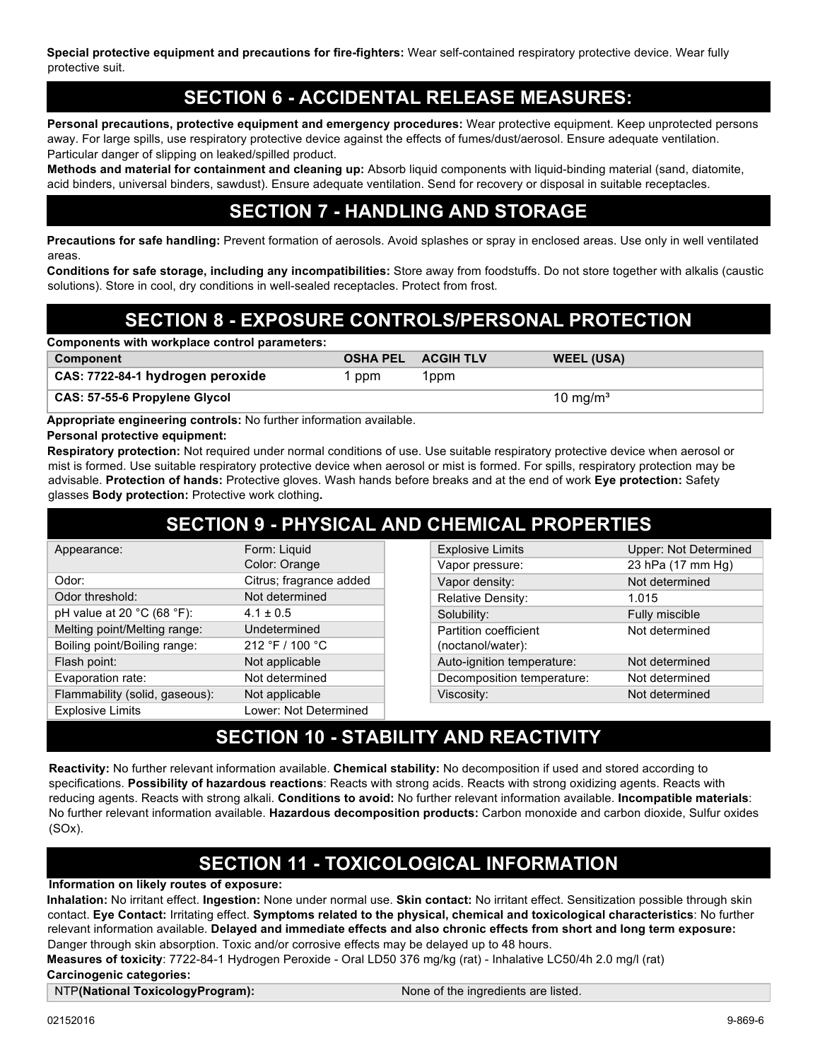**Special protective equipment and precautions for fire-fighters:** Wear self-contained respiratory protective device. Wear fully protective suit.

## SECTION 6 - ACCIDENTAL RELEASE MEASURES:

**Personal precautions, protective equipment and emergency procedures:** Wear protective equipment. Keep unprotected persons away. For large spills, use respiratory protective device against the effects of fumes/dust/aerosol. Ensure adequate ventilation. Particular danger of slipping on leaked/spilled product.
**Methods and material for containment and cleaning up:** Absorb liquid components with liquid-binding material (sand, diatomite, acid binders, universal binders, sawdust). Ensure adequate ventilation. Send for recovery or disposal in suitable receptacles.

## SECTION 7 - HANDLING AND STORAGE

**Precautions for safe handling:** Prevent formation of aerosols. Avoid splashes or spray in enclosed areas. Use only in well ventilated areas.
**Conditions for safe storage, including any incompatibilities:** Store away from foodstuffs. Do not store together with alkalis (caustic solutions). Store in cool, dry conditions in well-sealed receptacles. Protect from frost.

## SECTION 8 - EXPOSURE CONTROLS/PERSONAL PROTECTION

**Components with workplace control parameters:**

| Component | OSHA PEL | ACGIH TLV | WEEL (USA) |
|---|---|---|---|
| CAS: 7722-84-1 hydrogen peroxide | 1 ppm | 1ppm | |
| CAS: 57-55-6 Propylene Glycol | | | 10 mg/m³ |

**Appropriate engineering controls:** No further information available.
**Personal protective equipment:**
**Respiratory protection:** Not required under normal conditions of use. Use suitable respiratory protective device when aerosol or mist is formed. Use suitable respiratory protective device when aerosol or mist is formed. For spills, respiratory protection may be advisable. **Protection of hands:** Protective gloves. Wash hands before breaks and at the end of work **Eye protection:** Safety glasses **Body protection:** Protective work clothing**.**

## SECTION 9 - PHYSICAL AND CHEMICAL PROPERTIES

| Property | Value |
|---|---|
| Appearance: | Form: Liquid<br>Color: Orange |
| Odor: | Citrus; fragrance added |
| Odor threshold: | Not determined |
| pH value at 20 °C (68 °F): | 4.1 ± 0.5 |
| Melting point/Melting range: | Undetermined |
| Boiling point/Boiling range: | 212 °F / 100 °C |
| Flash point: | Not applicable |
| Evaporation rate: | Not determined |
| Flammability (solid, gaseous): | Not applicable |
| Explosive Limits | Lower: Not Determined |
| Explosive Limits | Upper: Not Determined |
| Vapor pressure: | 23 hPa (17 mm Hg) |
| Vapor density: | Not determined |
| Relative Density: | 1.015 |
| Solubility: | Fully miscible |
| Partition coefficient (noctanol/water): | Not determined |
| Auto-ignition temperature: | Not determined |
| Decomposition temperature: | Not determined |
| Viscosity: | Not determined |

## SECTION 10 - STABILITY AND REACTIVITY

**Reactivity:** No further relevant information available. **Chemical stability:** No decomposition if used and stored according to specifications. **Possibility of hazardous reactions**: Reacts with strong acids. Reacts with strong oxidizing agents. Reacts with reducing agents. Reacts with strong alkali. **Conditions to avoid:** No further relevant information available. **Incompatible materials**: No further relevant information available. **Hazardous decomposition products:** Carbon monoxide and carbon dioxide, Sulfur oxides (SOx).

## SECTION 11 - TOXICOLOGICAL INFORMATION

**Information on likely routes of exposure:**
**Inhalation:** No irritant effect. **Ingestion:** None under normal use. **Skin contact:** No irritant effect. Sensitization possible through skin contact. **Eye Contact:** Irritating effect. **Symptoms related to the physical, chemical and toxicological characteristics**: No further relevant information available. **Delayed and immediate effects and also chronic effects from short and long term exposure:** Danger through skin absorption. Toxic and/or corrosive effects may be delayed up to 48 hours.
**Measures of toxicity**: 7722-84-1 Hydrogen Peroxide - Oral LD50 376 mg/kg (rat) - Inhalative LC50/4h 2.0 mg/l (rat)
**Carcinogenic categories:**

| NTP**(National ToxicologyProgram):** | None of the ingredients are listed. |
|---|---|

02152016 9-869-6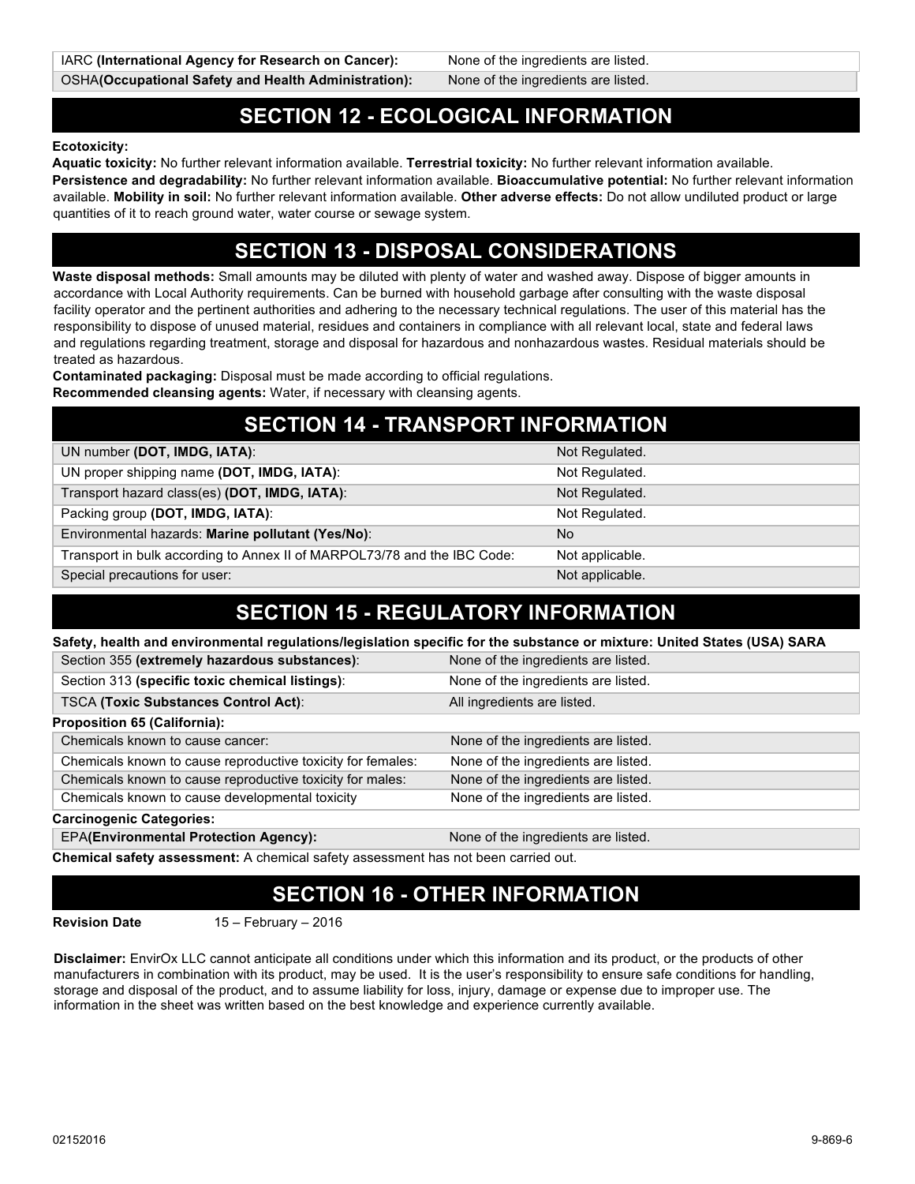| | |
|---|---|
| IARC **(International Agency for Research on Cancer):** | None of the ingredients are listed. |
| OSHA**(Occupational Safety and Health Administration):** | None of the ingredients are listed. |

## SECTION 12 - ECOLOGICAL INFORMATION

**Ecotoxicity:**

**Aquatic toxicity:** No further relevant information available. **Terrestrial toxicity:** No further relevant information available. **Persistence and degradability:** No further relevant information available. **Bioaccumulative potential:** No further relevant information available. **Mobility in soil:** No further relevant information available. **Other adverse effects:** Do not allow undiluted product or large quantities of it to reach ground water, water course or sewage system.

## SECTION 13 - DISPOSAL CONSIDERATIONS

**Waste disposal methods:** Small amounts may be diluted with plenty of water and washed away. Dispose of bigger amounts in accordance with Local Authority requirements. Can be burned with household garbage after consulting with the waste disposal facility operator and the pertinent authorities and adhering to the necessary technical regulations. The user of this material has the responsibility to dispose of unused material, residues and containers in compliance with all relevant local, state and federal laws and regulations regarding treatment, storage and disposal for hazardous and nonhazardous wastes. Residual materials should be treated as hazardous.

**Contaminated packaging:** Disposal must be made according to official regulations.

**Recommended cleansing agents:** Water, if necessary with cleansing agents.

## SECTION 14 - TRANSPORT INFORMATION

| | |
|---|---|
| UN number **(DOT, IMDG, IATA)**: | Not Regulated. |
| UN proper shipping name **(DOT, IMDG, IATA)**: | Not Regulated. |
| Transport hazard class(es) **(DOT, IMDG, IATA)**: | Not Regulated. |
| Packing group **(DOT, IMDG, IATA)**: | Not Regulated. |
| Environmental hazards: **Marine pollutant (Yes/No)**: | No |
| Transport in bulk according to Annex II of MARPOL73/78 and the IBC Code: | Not applicable. |
| Special precautions for user: | Not applicable. |

## SECTION 15 - REGULATORY INFORMATION

**Safety, health and environmental regulations/legislation specific for the substance or mixture: United States (USA) SARA**

| | |
|---|---|
| Section 355 **(extremely hazardous substances)**: | None of the ingredients are listed. |
| Section 313 **(specific toxic chemical listings)**: | None of the ingredients are listed. |
| TSCA **(Toxic Substances Control Act)**: | All ingredients are listed. |

**Proposition 65 (California):**

| | |
|---|---|
| Chemicals known to cause cancer: | None of the ingredients are listed. |
| Chemicals known to cause reproductive toxicity for females: | None of the ingredients are listed. |
| Chemicals known to cause reproductive toxicity for males: | None of the ingredients are listed. |
| Chemicals known to cause developmental toxicity | None of the ingredients are listed. |

**Carcinogenic Categories:**

| | |
|---|---|
| EPA**(Environmental Protection Agency):** | None of the ingredients are listed. |

**Chemical safety assessment:** A chemical safety assessment has not been carried out.

## SECTION 16 - OTHER INFORMATION

**Revision Date** 15 – February – 2016

**Disclaimer:** EnvirOx LLC cannot anticipate all conditions under which this information and its product, or the products of other manufacturers in combination with its product, may be used. It is the user's responsibility to ensure safe conditions for handling, storage and disposal of the product, and to assume liability for loss, injury, damage or expense due to improper use. The information in the sheet was written based on the best knowledge and experience currently available.